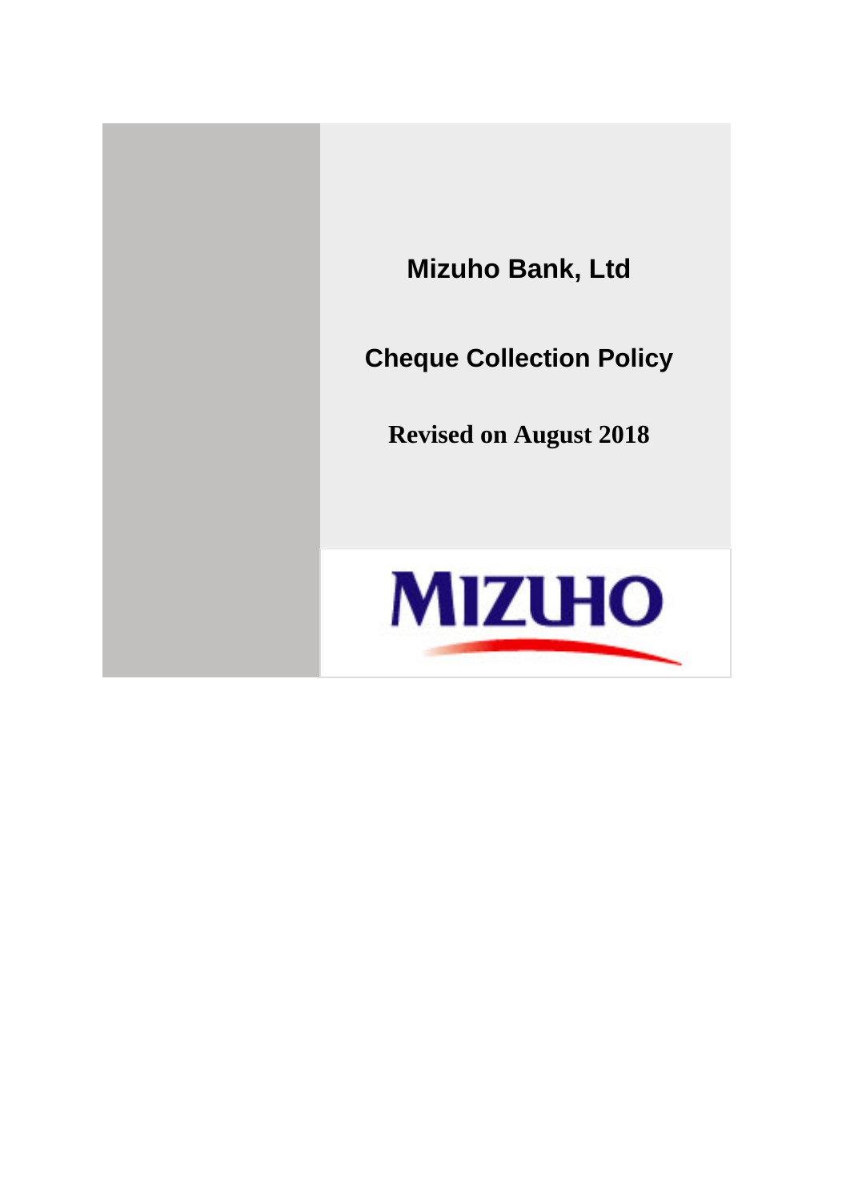# Mizuho Bank, Ltd

## Cheque Collection Policy

**Revised on August 2018**

MIZUHO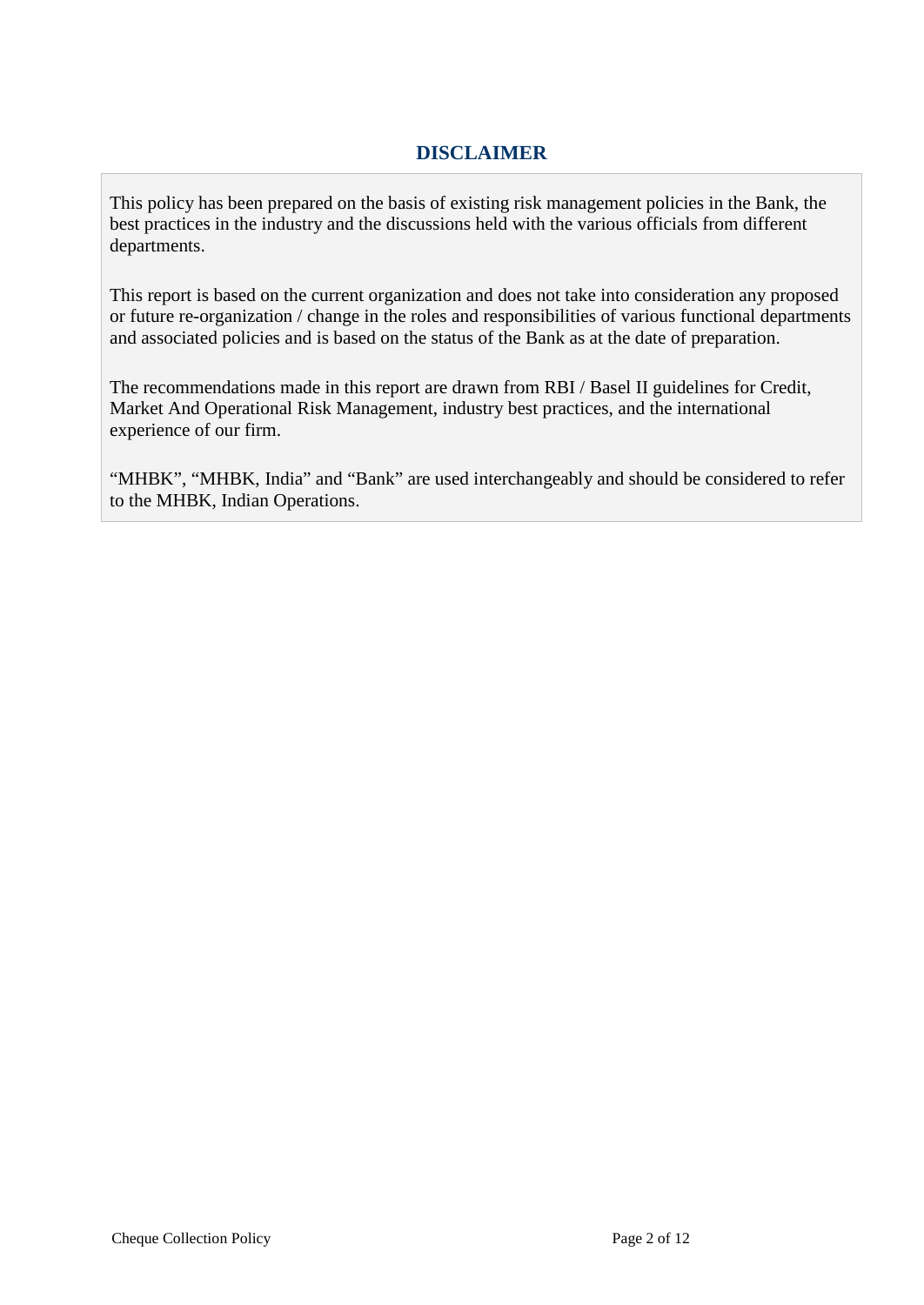## DISCLAIMER

This policy has been prepared on the basis of existing risk management policies in the Bank, the best practices in the industry and the discussions held with the various officials from different departments.

This report is based on the current organization and does not take into consideration any proposed or future re-organization / change in the roles and responsibilities of various functional departments and associated policies and is based on the status of the Bank as at the date of preparation.

The recommendations made in this report are drawn from RBI / Basel II guidelines for Credit, Market And Operational Risk Management, industry best practices, and the international experience of our firm.

"MHBK", "MHBK, India" and "Bank" are used interchangeably and should be considered to refer to the MHBK, Indian Operations.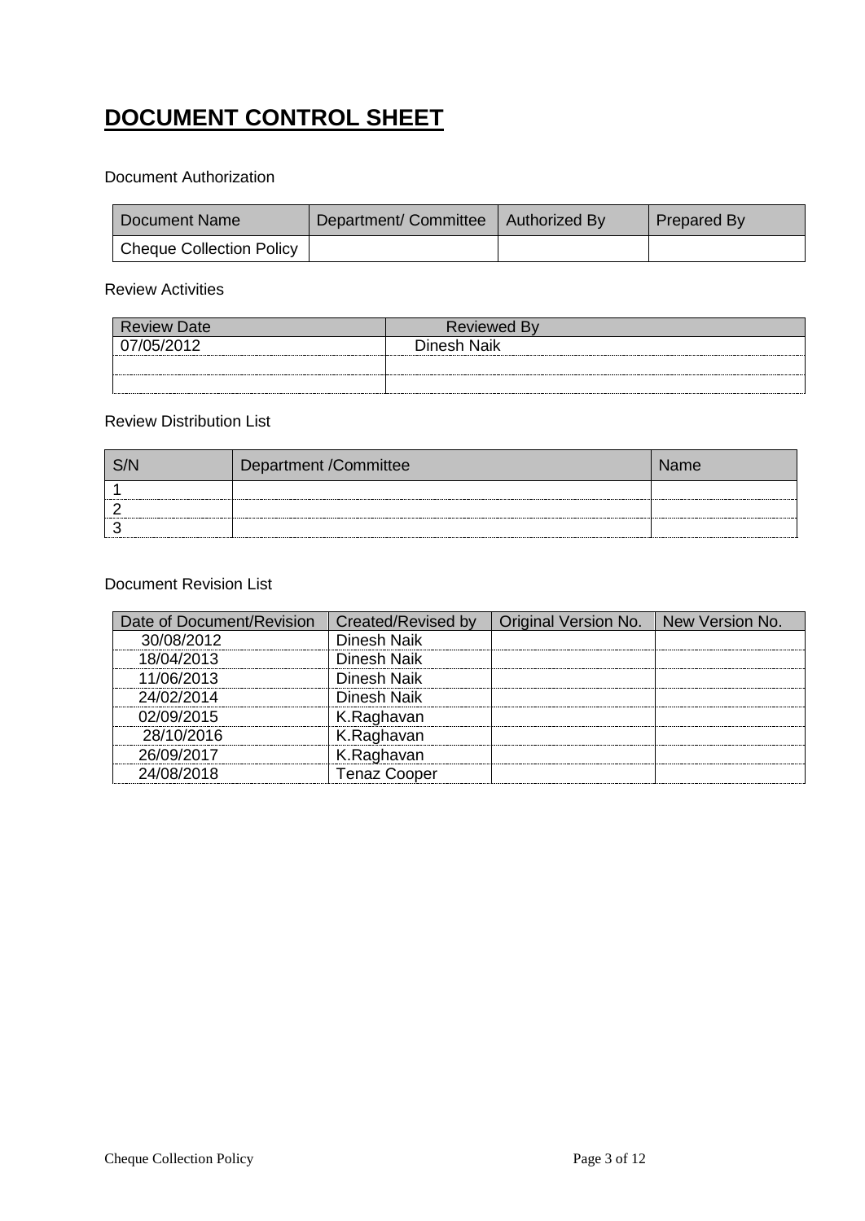# DOCUMENT CONTROL SHEET

Document Authorization

| Document Name | Department/ Committee | Authorized By | Prepared By |
| --- | --- | --- | --- |
| Cheque Collection Policy | | | |

Review Activities

| Review Date | Reviewed By |
| --- | --- |
| 07/05/2012 | Dinesh Naik |
| | |
| | |

Review Distribution List

| S/N | Department /Committee | Name |
| --- | --- | --- |
| 1 | | |
| 2 | | |
| 3 | | |

Document Revision List

| Date of Document/Revision | Created/Revised by | Original Version No. | New Version No. |
| --- | --- | --- | --- |
| 30/08/2012 | Dinesh Naik | | |
| 18/04/2013 | Dinesh Naik | | |
| 11/06/2013 | Dinesh Naik | | |
| 24/02/2014 | Dinesh Naik | | |
| 02/09/2015 | K.Raghavan | | |
| 28/10/2016 | K.Raghavan | | |
| 26/09/2017 | K.Raghavan | | |
| 24/08/2018 | Tenaz Cooper | | |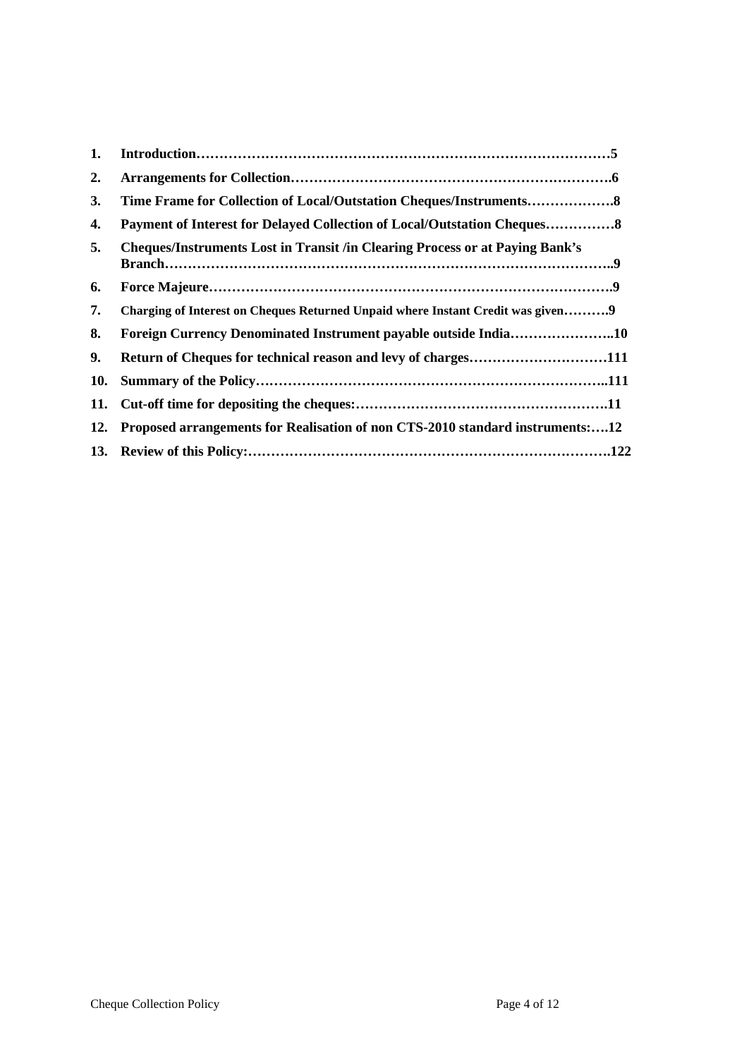1. **Introduction……………………………………………………………………………5**
2. **Arrangements for Collection…………………………………………………………….6**
3. **Time Frame for Collection of Local/Outstation Cheques/Instruments……………….8**
4. **Payment of Interest for Delayed Collection of Local/Outstation Cheques……………8**
5. **Cheques/Instruments Lost in Transit /in Clearing Process or at Paying Bank's Branch………………………………………………………………………………..9**
6. **Force Majeure…………………………………………………………………………….9**
7. **Charging of Interest on Cheques Returned Unpaid where Instant Credit was given……….9**
8. **Foreign Currency Denominated Instrument payable outside India…………………..10**
9. **Return of Cheques for technical reason and levy of charges…………………………111**
10. **Summary of the Policy…………………………………………………………………..111**
11. **Cut-off time for depositing the cheques:……………………………………………….11**
12. **Proposed arrangements for Realisation of non CTS-2010 standard instruments:….12**
13. **Review of this Policy:…………………………………………………………………….122**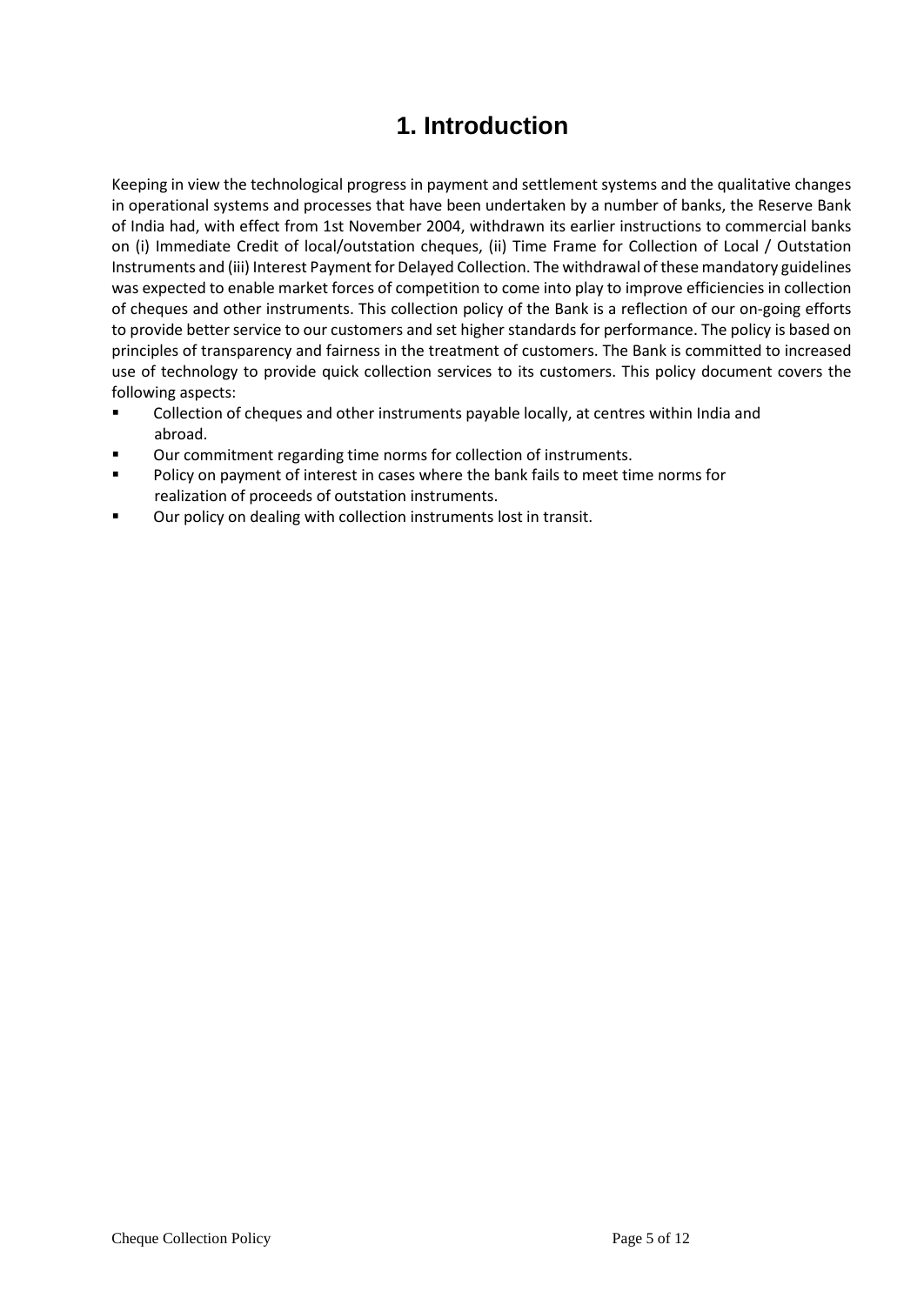# 1. Introduction

Keeping in view the technological progress in payment and settlement systems and the qualitative changes in operational systems and processes that have been undertaken by a number of banks, the Reserve Bank of India had, with effect from 1st November 2004, withdrawn its earlier instructions to commercial banks on (i) Immediate Credit of local/outstation cheques, (ii) Time Frame for Collection of Local / Outstation Instruments and (iii) Interest Payment for Delayed Collection. The withdrawal of these mandatory guidelines was expected to enable market forces of competition to come into play to improve efficiencies in collection of cheques and other instruments. This collection policy of the Bank is a reflection of our on-going efforts to provide better service to our customers and set higher standards for performance. The policy is based on principles of transparency and fairness in the treatment of customers. The Bank is committed to increased use of technology to provide quick collection services to its customers. This policy document covers the following aspects:

- Collection of cheques and other instruments payable locally, at centres within India and abroad.
- Our commitment regarding time norms for collection of instruments.
- Policy on payment of interest in cases where the bank fails to meet time norms for realization of proceeds of outstation instruments.
- Our policy on dealing with collection instruments lost in transit.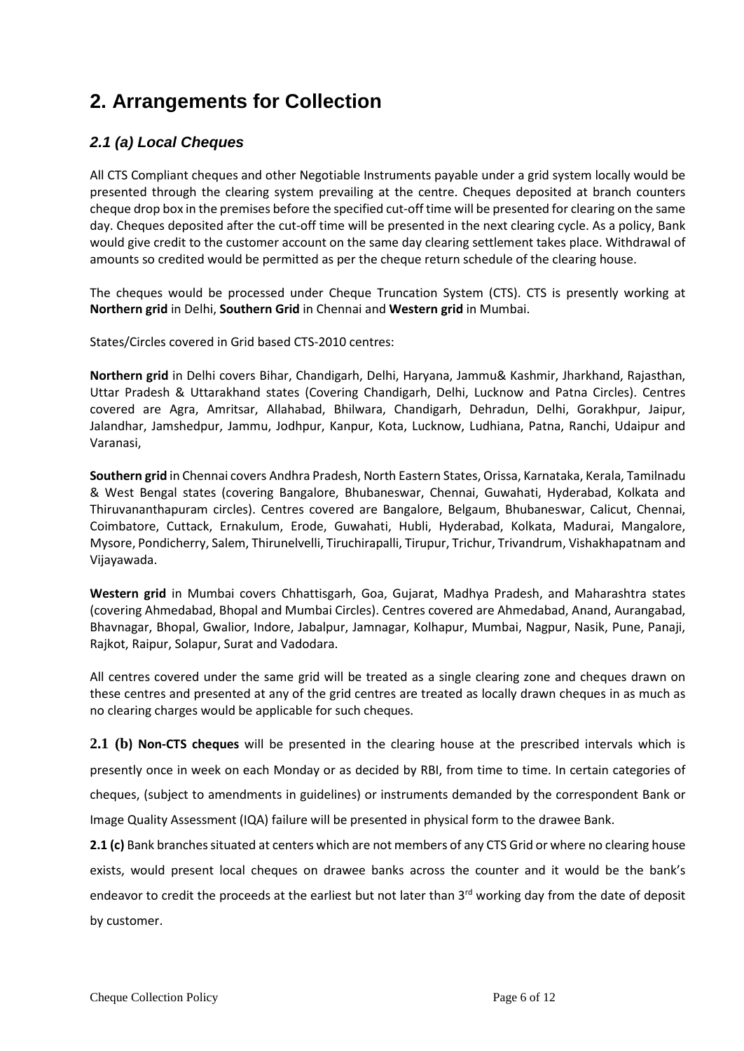# 2. Arrangements for Collection

### *2.1 (a) Local Cheques*

All CTS Compliant cheques and other Negotiable Instruments payable under a grid system locally would be presented through the clearing system prevailing at the centre. Cheques deposited at branch counters cheque drop box in the premises before the specified cut-off time will be presented for clearing on the same day. Cheques deposited after the cut-off time will be presented in the next clearing cycle. As a policy, Bank would give credit to the customer account on the same day clearing settlement takes place. Withdrawal of amounts so credited would be permitted as per the cheque return schedule of the clearing house.

The cheques would be processed under Cheque Truncation System (CTS). CTS is presently working at **Northern grid** in Delhi, **Southern Grid** in Chennai and **Western grid** in Mumbai.

States/Circles covered in Grid based CTS-2010 centres:

**Northern grid** in Delhi covers Bihar, Chandigarh, Delhi, Haryana, Jammu& Kashmir, Jharkhand, Rajasthan, Uttar Pradesh & Uttarakhand states (Covering Chandigarh, Delhi, Lucknow and Patna Circles). Centres covered are Agra, Amritsar, Allahabad, Bhilwara, Chandigarh, Dehradun, Delhi, Gorakhpur, Jaipur, Jalandhar, Jamshedpur, Jammu, Jodhpur, Kanpur, Kota, Lucknow, Ludhiana, Patna, Ranchi, Udaipur and Varanasi,

**Southern grid** in Chennai covers Andhra Pradesh, North Eastern States, Orissa, Karnataka, Kerala, Tamilnadu & West Bengal states (covering Bangalore, Bhubaneswar, Chennai, Guwahati, Hyderabad, Kolkata and Thiruvananthapuram circles). Centres covered are Bangalore, Belgaum, Bhubaneswar, Calicut, Chennai, Coimbatore, Cuttack, Ernakulum, Erode, Guwahati, Hubli, Hyderabad, Kolkata, Madurai, Mangalore, Mysore, Pondicherry, Salem, Thirunelvelli, Tiruchirapalli, Tirupur, Trichur, Trivandrum, Vishakhapatnam and Vijayawada.

**Western grid** in Mumbai covers Chhattisgarh, Goa, Gujarat, Madhya Pradesh, and Maharashtra states (covering Ahmedabad, Bhopal and Mumbai Circles). Centres covered are Ahmedabad, Anand, Aurangabad, Bhavnagar, Bhopal, Gwalior, Indore, Jabalpur, Jamnagar, Kolhapur, Mumbai, Nagpur, Nasik, Pune, Panaji, Rajkot, Raipur, Solapur, Surat and Vadodara.

All centres covered under the same grid will be treated as a single clearing zone and cheques drawn on these centres and presented at any of the grid centres are treated as locally drawn cheques in as much as no clearing charges would be applicable for such cheques.

**2.1 (b) Non-CTS cheques** will be presented in the clearing house at the prescribed intervals which is presently once in week on each Monday or as decided by RBI, from time to time. In certain categories of cheques, (subject to amendments in guidelines) or instruments demanded by the correspondent Bank or Image Quality Assessment (IQA) failure will be presented in physical form to the drawee Bank.

**2.1 (c)** Bank branches situated at centers which are not members of any CTS Grid or where no clearing house exists, would present local cheques on drawee banks across the counter and it would be the bank's endeavor to credit the proceeds at the earliest but not later than 3rd working day from the date of deposit by customer.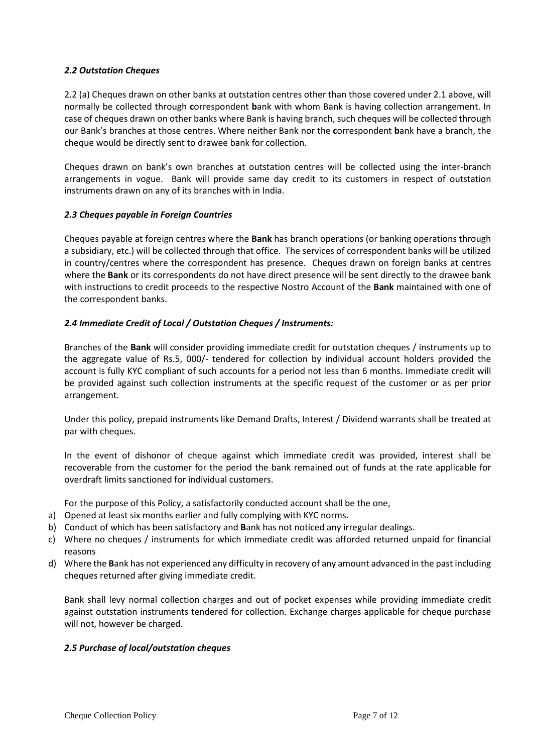### *2.2 Outstation Cheques*

2.2 (a) Cheques drawn on other banks at outstation centres other than those covered under 2.1 above, will normally be collected through **c**orrespondent **b**ank with whom Bank is having collection arrangement. In case of cheques drawn on other banks where Bank is having branch, such cheques will be collected through our Bank's branches at those centres. Where neither Bank nor the **c**orrespondent **b**ank have a branch, the cheque would be directly sent to drawee bank for collection.

Cheques drawn on bank's own branches at outstation centres will be collected using the inter-branch arrangements in vogue. Bank will provide same day credit to its customers in respect of outstation instruments drawn on any of its branches with in India.

### *2.3 Cheques payable in Foreign Countries*

Cheques payable at foreign centres where the **Bank** has branch operations (or banking operations through a subsidiary, etc.) will be collected through that office. The services of correspondent banks will be utilized in country/centres where the correspondent has presence. Cheques drawn on foreign banks at centres where the **Bank** or its correspondents do not have direct presence will be sent directly to the drawee bank with instructions to credit proceeds to the respective Nostro Account of the **Bank** maintained with one of the correspondent banks.

### *2.4 Immediate Credit of Local / Outstation Cheques / Instruments:*

Branches of the **Bank** will consider providing immediate credit for outstation cheques / instruments up to the aggregate value of Rs.5, 000/- tendered for collection by individual account holders provided the account is fully KYC compliant of such accounts for a period not less than 6 months. Immediate credit will be provided against such collection instruments at the specific request of the customer or as per prior arrangement.

Under this policy, prepaid instruments like Demand Drafts, Interest / Dividend warrants shall be treated at par with cheques.

In the event of dishonor of cheque against which immediate credit was provided, interest shall be recoverable from the customer for the period the bank remained out of funds at the rate applicable for overdraft limits sanctioned for individual customers.

For the purpose of this Policy, a satisfactorily conducted account shall be the one,

a) Opened at least six months earlier and fully complying with KYC norms.
b) Conduct of which has been satisfactory and **B**ank has not noticed any irregular dealings.
c) Where no cheques / instruments for which immediate credit was afforded returned unpaid for financial reasons
d) Where the **B**ank has not experienced any difficulty in recovery of any amount advanced in the past including cheques returned after giving immediate credit.

Bank shall levy normal collection charges and out of pocket expenses while providing immediate credit against outstation instruments tendered for collection. Exchange charges applicable for cheque purchase will not, however be charged.

### *2.5 Purchase of local/outstation cheques*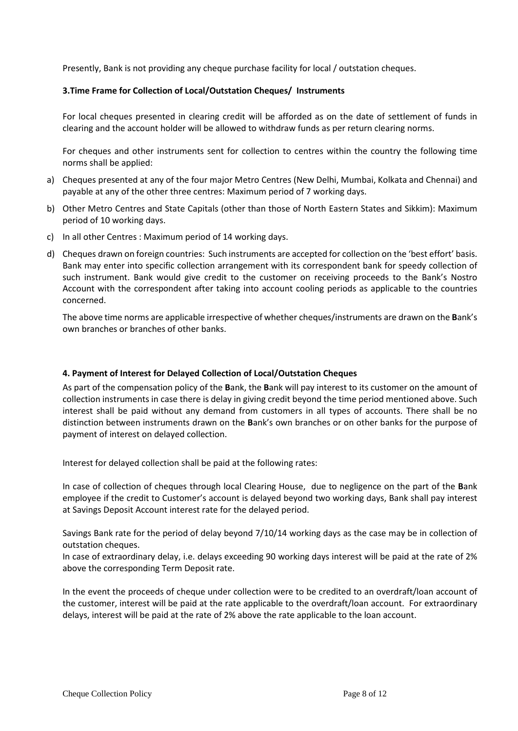Presently, Bank is not providing any cheque purchase facility for local / outstation cheques.

### 3.Time Frame for Collection of Local/Outstation Cheques/ Instruments

For local cheques presented in clearing credit will be afforded as on the date of settlement of funds in clearing and the account holder will be allowed to withdraw funds as per return clearing norms.

For cheques and other instruments sent for collection to centres within the country the following time norms shall be applied:

a) Cheques presented at any of the four major Metro Centres (New Delhi, Mumbai, Kolkata and Chennai) and payable at any of the other three centres: Maximum period of 7 working days.

b) Other Metro Centres and State Capitals (other than those of North Eastern States and Sikkim): Maximum period of 10 working days.

c) In all other Centres : Maximum period of 14 working days.

d) Cheques drawn on foreign countries: Such instruments are accepted for collection on the 'best effort' basis. Bank may enter into specific collection arrangement with its correspondent bank for speedy collection of such instrument. Bank would give credit to the customer on receiving proceeds to the Bank's Nostro Account with the correspondent after taking into account cooling periods as applicable to the countries concerned.

The above time norms are applicable irrespective of whether cheques/instruments are drawn on the **B**ank's own branches or branches of other banks.

### 4. Payment of Interest for Delayed Collection of Local/Outstation Cheques

As part of the compensation policy of the **B**ank, the **B**ank will pay interest to its customer on the amount of collection instruments in case there is delay in giving credit beyond the time period mentioned above. Such interest shall be paid without any demand from customers in all types of accounts. There shall be no distinction between instruments drawn on the **B**ank's own branches or on other banks for the purpose of payment of interest on delayed collection.

Interest for delayed collection shall be paid at the following rates:

In case of collection of cheques through local Clearing House, due to negligence on the part of the **B**ank employee if the credit to Customer's account is delayed beyond two working days, Bank shall pay interest at Savings Deposit Account interest rate for the delayed period.

Savings Bank rate for the period of delay beyond 7/10/14 working days as the case may be in collection of outstation cheques.
In case of extraordinary delay, i.e. delays exceeding 90 working days interest will be paid at the rate of 2% above the corresponding Term Deposit rate.

In the event the proceeds of cheque under collection were to be credited to an overdraft/loan account of the customer, interest will be paid at the rate applicable to the overdraft/loan account. For extraordinary delays, interest will be paid at the rate of 2% above the rate applicable to the loan account.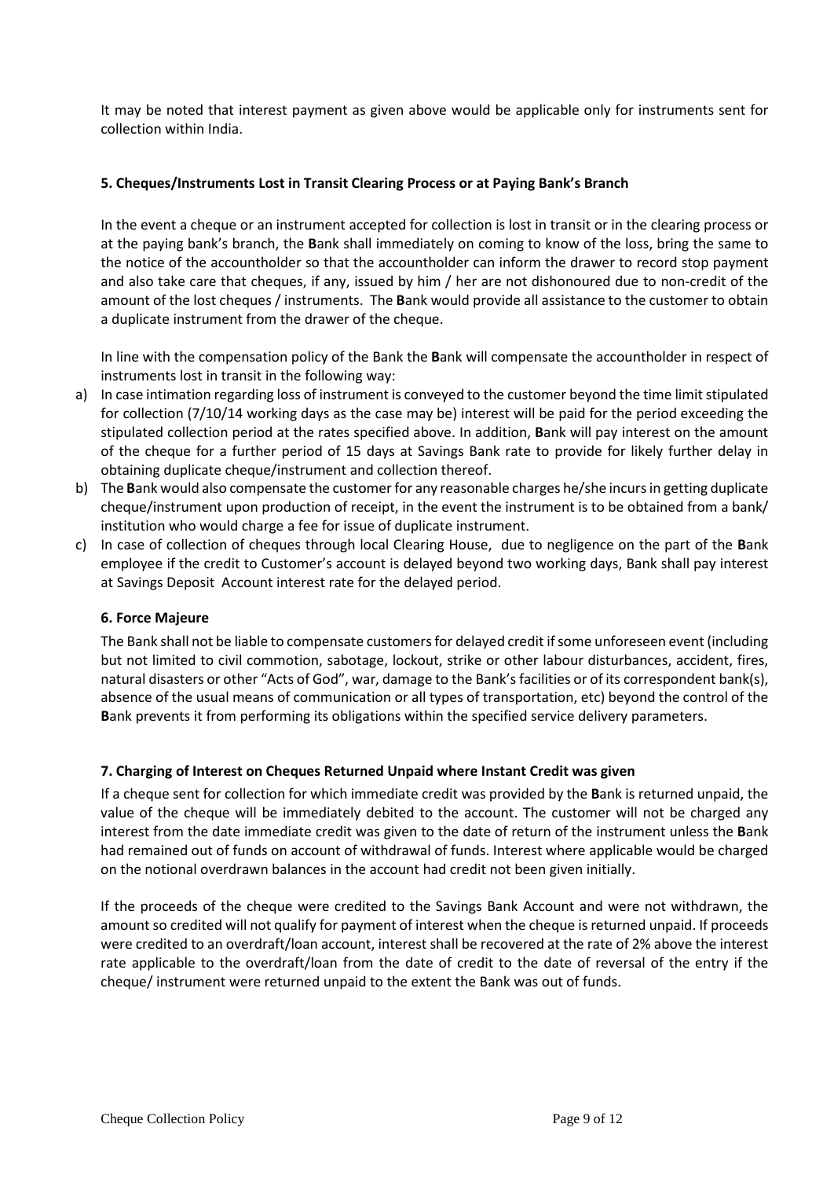It may be noted that interest payment as given above would be applicable only for instruments sent for collection within India.

### 5. Cheques/Instruments Lost in Transit Clearing Process or at Paying Bank's Branch

In the event a cheque or an instrument accepted for collection is lost in transit or in the clearing process or at the paying bank's branch, the **B**ank shall immediately on coming to know of the loss, bring the same to the notice of the accountholder so that the accountholder can inform the drawer to record stop payment and also take care that cheques, if any, issued by him / her are not dishonoured due to non-credit of the amount of the lost cheques / instruments. The **B**ank would provide all assistance to the customer to obtain a duplicate instrument from the drawer of the cheque.

In line with the compensation policy of the Bank the **B**ank will compensate the accountholder in respect of instruments lost in transit in the following way:

a) In case intimation regarding loss of instrument is conveyed to the customer beyond the time limit stipulated for collection (7/10/14 working days as the case may be) interest will be paid for the period exceeding the stipulated collection period at the rates specified above. In addition, **B**ank will pay interest on the amount of the cheque for a further period of 15 days at Savings Bank rate to provide for likely further delay in obtaining duplicate cheque/instrument and collection thereof.
b) The **B**ank would also compensate the customer for any reasonable charges he/she incurs in getting duplicate cheque/instrument upon production of receipt, in the event the instrument is to be obtained from a bank/ institution who would charge a fee for issue of duplicate instrument.
c) In case of collection of cheques through local Clearing House, due to negligence on the part of the **B**ank employee if the credit to Customer's account is delayed beyond two working days, Bank shall pay interest at Savings Deposit Account interest rate for the delayed period.

### 6. Force Majeure

The Bank shall not be liable to compensate customers for delayed credit if some unforeseen event (including but not limited to civil commotion, sabotage, lockout, strike or other labour disturbances, accident, fires, natural disasters or other "Acts of God", war, damage to the Bank's facilities or of its correspondent bank(s), absence of the usual means of communication or all types of transportation, etc) beyond the control of the **B**ank prevents it from performing its obligations within the specified service delivery parameters.

### 7. Charging of Interest on Cheques Returned Unpaid where Instant Credit was given

If a cheque sent for collection for which immediate credit was provided by the **B**ank is returned unpaid, the value of the cheque will be immediately debited to the account. The customer will not be charged any interest from the date immediate credit was given to the date of return of the instrument unless the **B**ank had remained out of funds on account of withdrawal of funds. Interest where applicable would be charged on the notional overdrawn balances in the account had credit not been given initially.

If the proceeds of the cheque were credited to the Savings Bank Account and were not withdrawn, the amount so credited will not qualify for payment of interest when the cheque is returned unpaid. If proceeds were credited to an overdraft/loan account, interest shall be recovered at the rate of 2% above the interest rate applicable to the overdraft/loan from the date of credit to the date of reversal of the entry if the cheque/ instrument were returned unpaid to the extent the Bank was out of funds.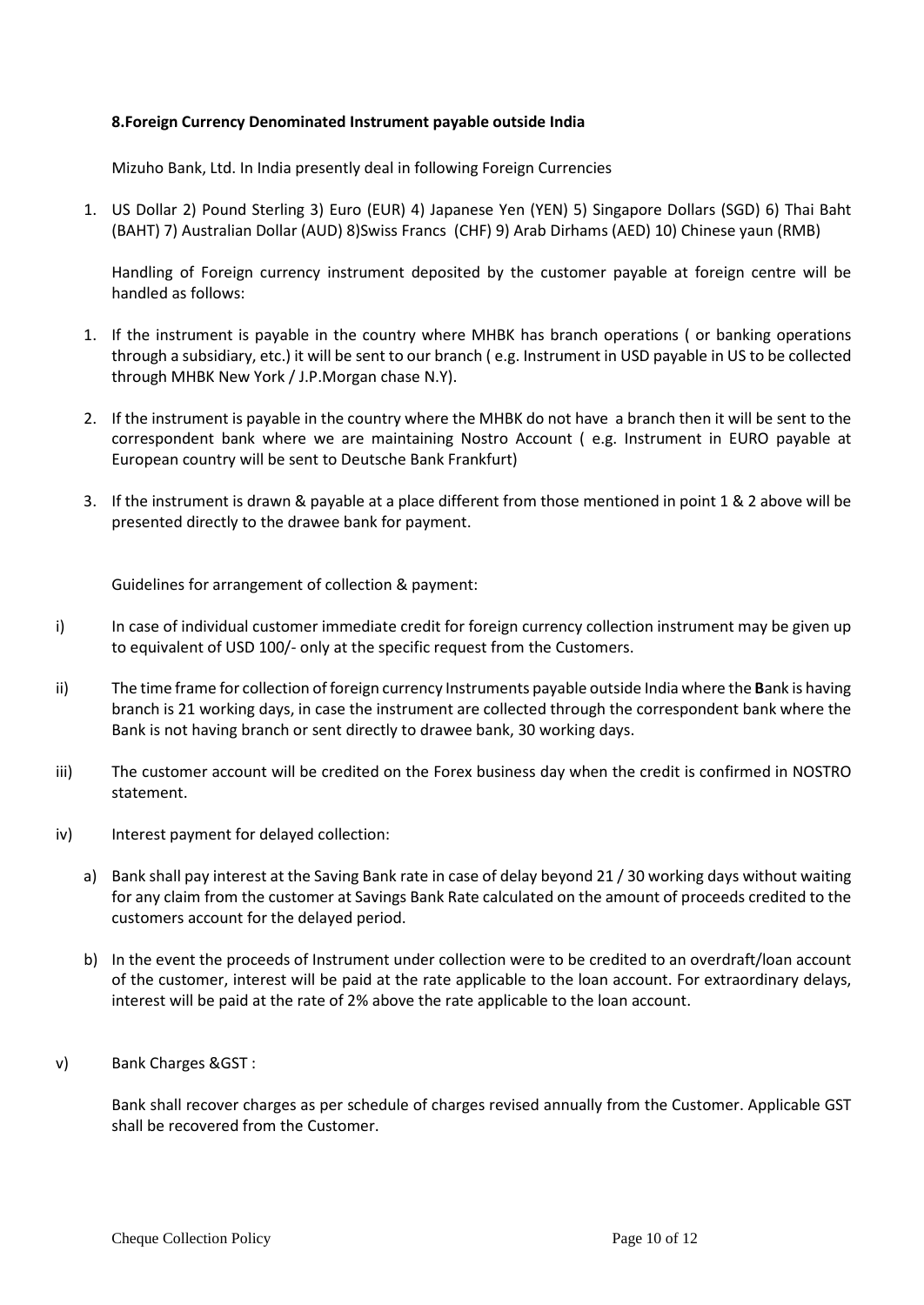**8.Foreign Currency Denominated Instrument payable outside India**

Mizuho Bank, Ltd. In India presently deal in following Foreign Currencies

1. US Dollar 2) Pound Sterling 3) Euro (EUR) 4) Japanese Yen (YEN) 5) Singapore Dollars (SGD) 6) Thai Baht (BAHT) 7) Australian Dollar (AUD) 8)Swiss Francs (CHF) 9) Arab Dirhams (AED) 10) Chinese yaun (RMB)

Handling of Foreign currency instrument deposited by the customer payable at foreign centre will be handled as follows:

1. If the instrument is payable in the country where MHBK has branch operations ( or banking operations through a subsidiary, etc.) it will be sent to our branch ( e.g. Instrument in USD payable in US to be collected through MHBK New York / J.P.Morgan chase N.Y).
2. If the instrument is payable in the country where the MHBK do not have a branch then it will be sent to the correspondent bank where we are maintaining Nostro Account ( e.g. Instrument in EURO payable at European country will be sent to Deutsche Bank Frankfurt)
3. If the instrument is drawn & payable at a place different from those mentioned in point 1 & 2 above will be presented directly to the drawee bank for payment.

Guidelines for arrangement of collection & payment:

i) In case of individual customer immediate credit for foreign currency collection instrument may be given up to equivalent of USD 100/- only at the specific request from the Customers.

ii) The time frame for collection of foreign currency Instruments payable outside India where the **B**ank is having branch is 21 working days, in case the instrument are collected through the correspondent bank where the Bank is not having branch or sent directly to drawee bank, 30 working days.

iii) The customer account will be credited on the Forex business day when the credit is confirmed in NOSTRO statement.

iv) Interest payment for delayed collection:

a) Bank shall pay interest at the Saving Bank rate in case of delay beyond 21 / 30 working days without waiting for any claim from the customer at Savings Bank Rate calculated on the amount of proceeds credited to the customers account for the delayed period.

b) In the event the proceeds of Instrument under collection were to be credited to an overdraft/loan account of the customer, interest will be paid at the rate applicable to the loan account. For extraordinary delays, interest will be paid at the rate of 2% above the rate applicable to the loan account.

v) Bank Charges &GST :

Bank shall recover charges as per schedule of charges revised annually from the Customer. Applicable GST shall be recovered from the Customer.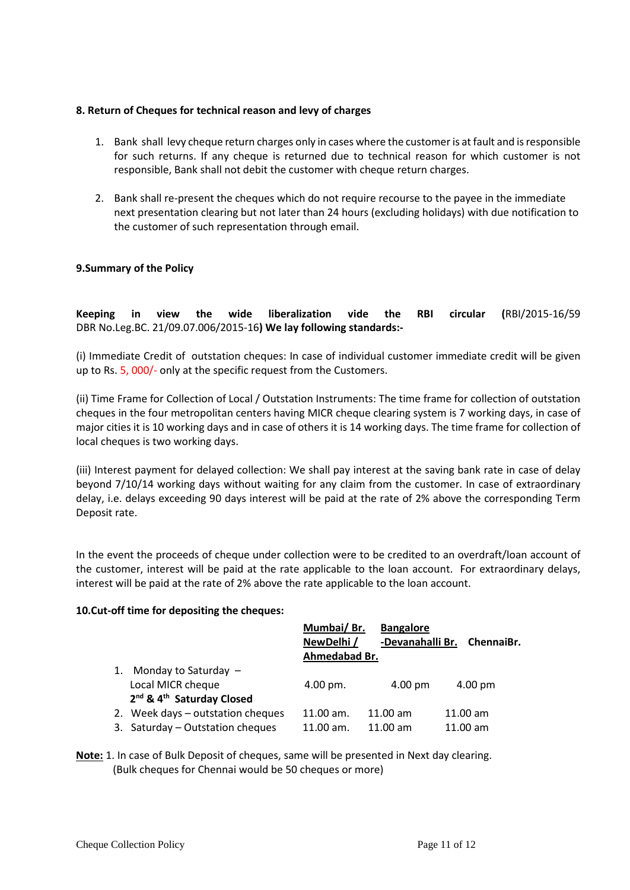### 8. Return of Cheques for technical reason and levy of charges

1. Bank shall levy cheque return charges only in cases where the customer is at fault and is responsible for such returns. If any cheque is returned due to technical reason for which customer is not responsible, Bank shall not debit the customer with cheque return charges.

2. Bank shall re-present the cheques which do not require recourse to the payee in the immediate next presentation clearing but not later than 24 hours (excluding holidays) with due notification to the customer of such representation through email.

### 9.Summary of the Policy

**Keeping in view the wide liberalization vide the RBI circular (**RBI/2015-16/59 DBR No.Leg.BC. 21/09.07.006/2015-16**) We lay following standards:-**

(i) Immediate Credit of outstation cheques: In case of individual customer immediate credit will be given up to Rs. 5, 000/- only at the specific request from the Customers.

(ii) Time Frame for Collection of Local / Outstation Instruments: The time frame for collection of outstation cheques in the four metropolitan centers having MICR cheque clearing system is 7 working days, in case of major cities it is 10 working days and in case of others it is 14 working days. The time frame for collection of local cheques is two working days.

(iii) Interest payment for delayed collection: We shall pay interest at the saving bank rate in case of delay beyond 7/10/14 working days without waiting for any claim from the customer. In case of extraordinary delay, i.e. delays exceeding 90 days interest will be paid at the rate of 2% above the corresponding Term Deposit rate.

In the event the proceeds of cheque under collection were to be credited to an overdraft/loan account of the customer, interest will be paid at the rate applicable to the loan account. For extraordinary delays, interest will be paid at the rate of 2% above the rate applicable to the loan account.

### 10.Cut-off time for depositing the cheques:

| | Mumbai/ Br. NewDelhi / Ahmedabad Br. | Bangalore -Devanahalli Br. | ChennaiBr. |
|---|---|---|---|
| 1. Monday to Saturday – Local MICR cheque **2nd & 4th Saturday Closed** | 4.00 pm. | 4.00 pm | 4.00 pm |
| 2. Week days – outstation cheques | 11.00 am. | 11.00 am | 11.00 am |
| 3. Saturday – Outstation cheques | 11.00 am. | 11.00 am | 11.00 am |

**Note:** 1. In case of Bulk Deposit of cheques, same will be presented in Next day clearing. (Bulk cheques for Chennai would be 50 cheques or more)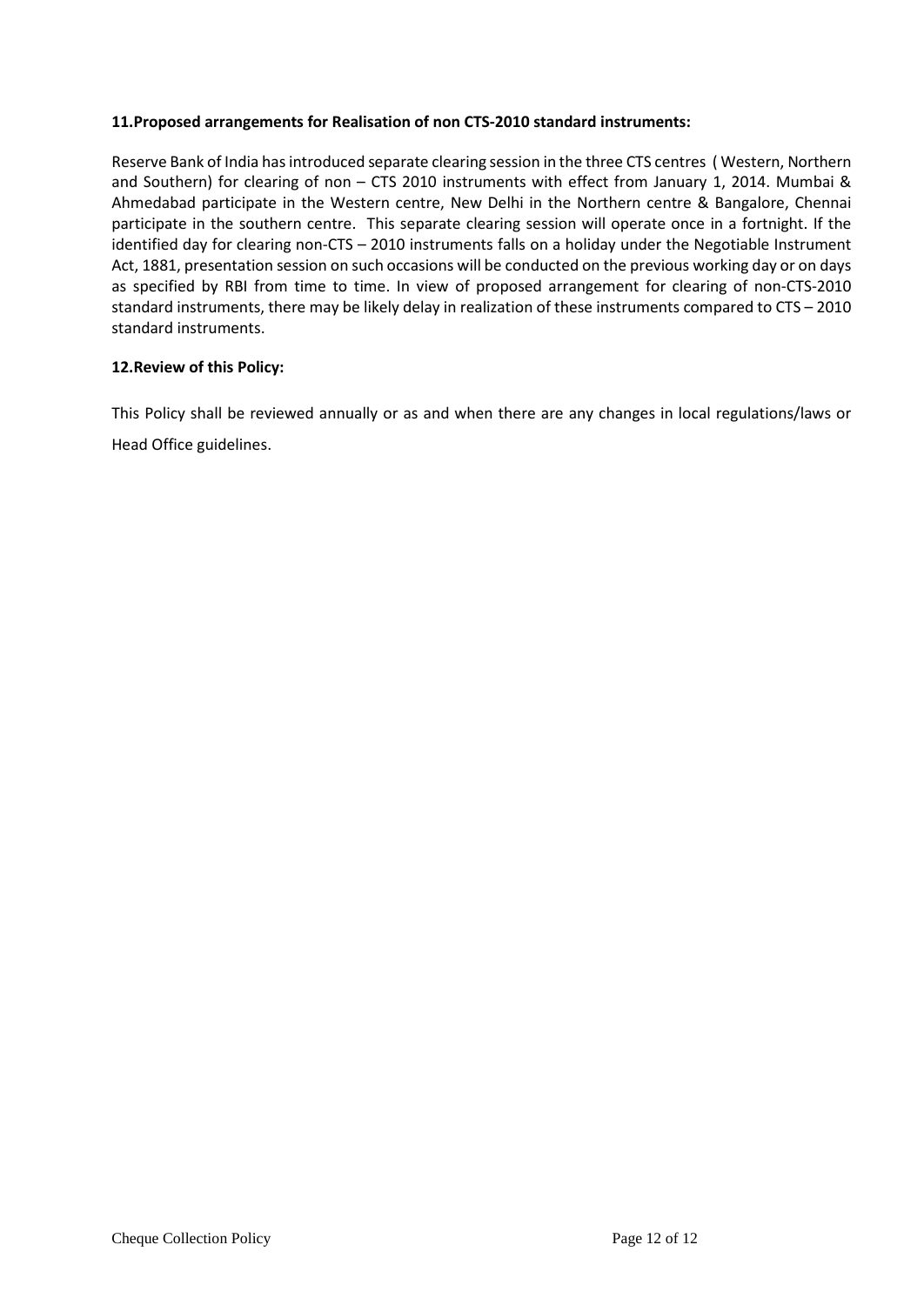**11.Proposed arrangements for Realisation of non CTS-2010 standard instruments:**

Reserve Bank of India has introduced separate clearing session in the three CTS centres ( Western, Northern and Southern) for clearing of non – CTS 2010 instruments with effect from January 1, 2014. Mumbai & Ahmedabad participate in the Western centre, New Delhi in the Northern centre & Bangalore, Chennai participate in the southern centre. This separate clearing session will operate once in a fortnight. If the identified day for clearing non-CTS – 2010 instruments falls on a holiday under the Negotiable Instrument Act, 1881, presentation session on such occasions will be conducted on the previous working day or on days as specified by RBI from time to time. In view of proposed arrangement for clearing of non-CTS-2010 standard instruments, there may be likely delay in realization of these instruments compared to CTS – 2010 standard instruments.

**12.Review of this Policy:**

This Policy shall be reviewed annually or as and when there are any changes in local regulations/laws or Head Office guidelines.